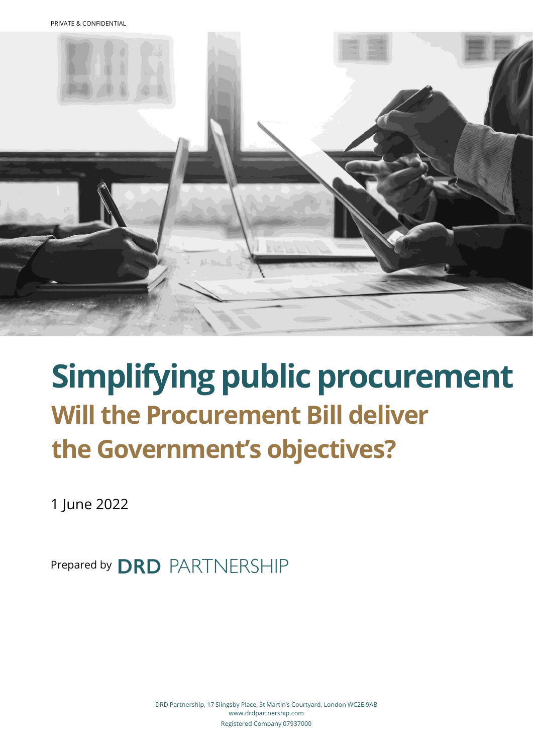PRIVATE & CONFIDENTIAL

# Simplifying public procurement

## Will the Procurement Bill deliver the Government's objectives?

1 June 2022

Prepared by **DRD** PARTNERSHIP

DRD Partnership, 17 Slingsby Place, St Martin's Courtyard, London WC2E 9AB
www.drdpartnership.com
Registered Company 07937000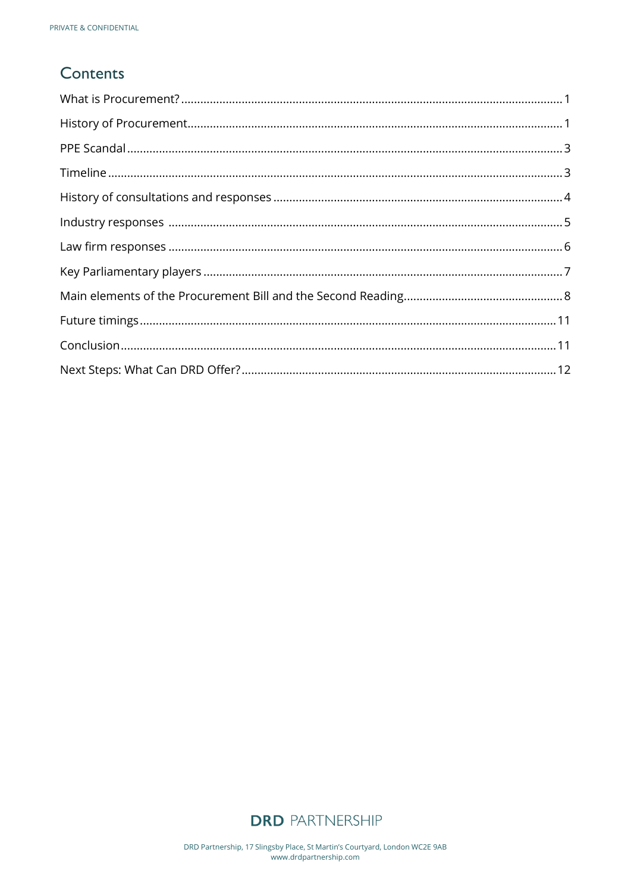## Contents

- What is Procurement? ..... 1
- History of Procurement ..... 1
- PPE Scandal ..... 3
- Timeline ..... 3
- History of consultations and responses ..... 4
- Industry responses ..... 5
- Law firm responses ..... 6
- Key Parliamentary players ..... 7
- Main elements of the Procurement Bill and the Second Reading ..... 8
- Future timings ..... 11
- Conclusion ..... 11
- Next Steps: What Can DRD Offer? ..... 12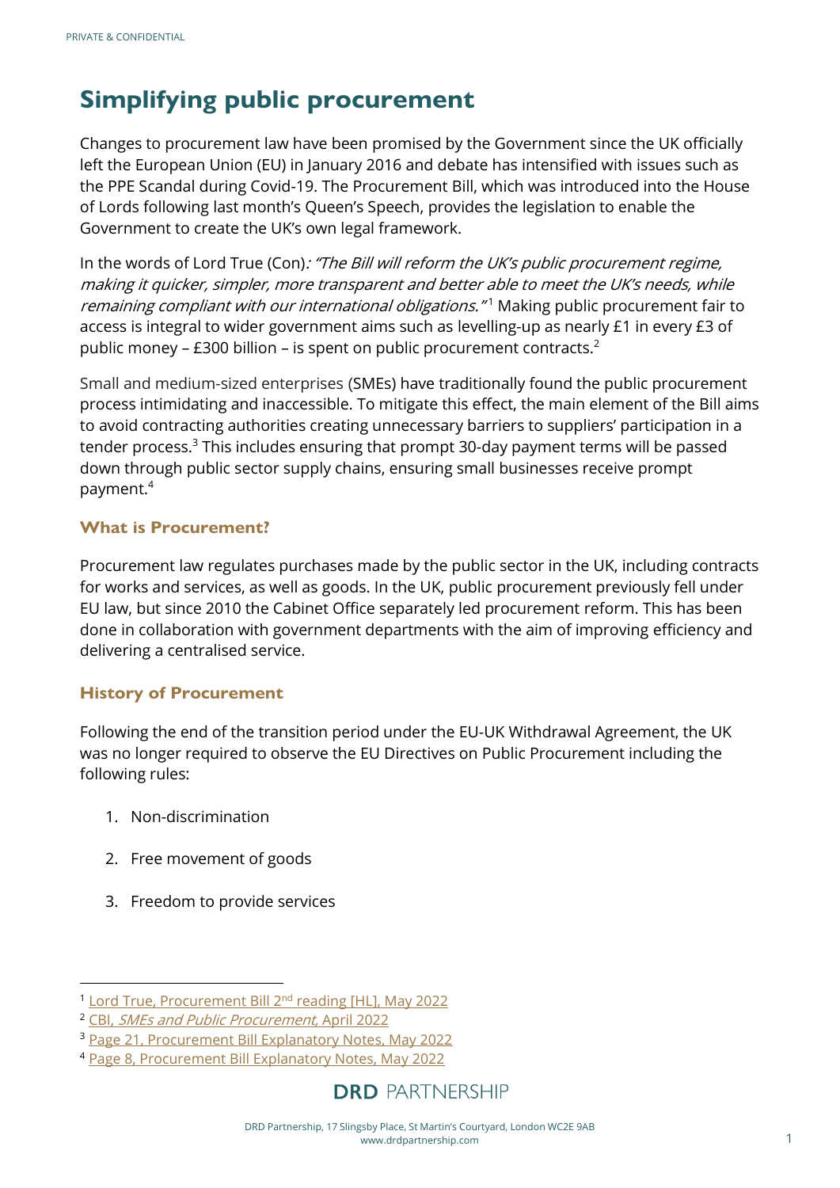# Simplifying public procurement

Changes to procurement law have been promised by the Government since the UK officially left the European Union (EU) in January 2016 and debate has intensified with issues such as the PPE Scandal during Covid-19. The Procurement Bill, which was introduced into the House of Lords following last month's Queen's Speech, provides the legislation to enable the Government to create the UK's own legal framework.

In the words of Lord True (Con)*: "The Bill will reform the UK's public procurement regime, making it quicker, simpler, more transparent and better able to meet the UK's needs, while remaining compliant with our international obligations."*[1] Making public procurement fair to access is integral to wider government aims such as levelling-up as nearly £1 in every £3 of public money – £300 billion – is spent on public procurement contracts.[2]

Small and medium-sized enterprises (SMEs) have traditionally found the public procurement process intimidating and inaccessible. To mitigate this effect, the main element of the Bill aims to avoid contracting authorities creating unnecessary barriers to suppliers' participation in a tender process.[3] This includes ensuring that prompt 30-day payment terms will be passed down through public sector supply chains, ensuring small businesses receive prompt payment.[4]

## What is Procurement?

Procurement law regulates purchases made by the public sector in the UK, including contracts for works and services, as well as goods. In the UK, public procurement previously fell under EU law, but since 2010 the Cabinet Office separately led procurement reform. This has been done in collaboration with government departments with the aim of improving efficiency and delivering a centralised service.

## History of Procurement

Following the end of the transition period under the EU-UK Withdrawal Agreement, the UK was no longer required to observe the EU Directives on Public Procurement including the following rules:

1. Non-discrimination
2. Free movement of goods
3. Freedom to provide services

---

[1] Lord True, Procurement Bill 2nd reading [HL], May 2022

[2] CBI, *SMEs and Public Procurement*, April 2022

[3] Page 21, Procurement Bill Explanatory Notes, May 2022

[4] Page 8, Procurement Bill Explanatory Notes, May 2022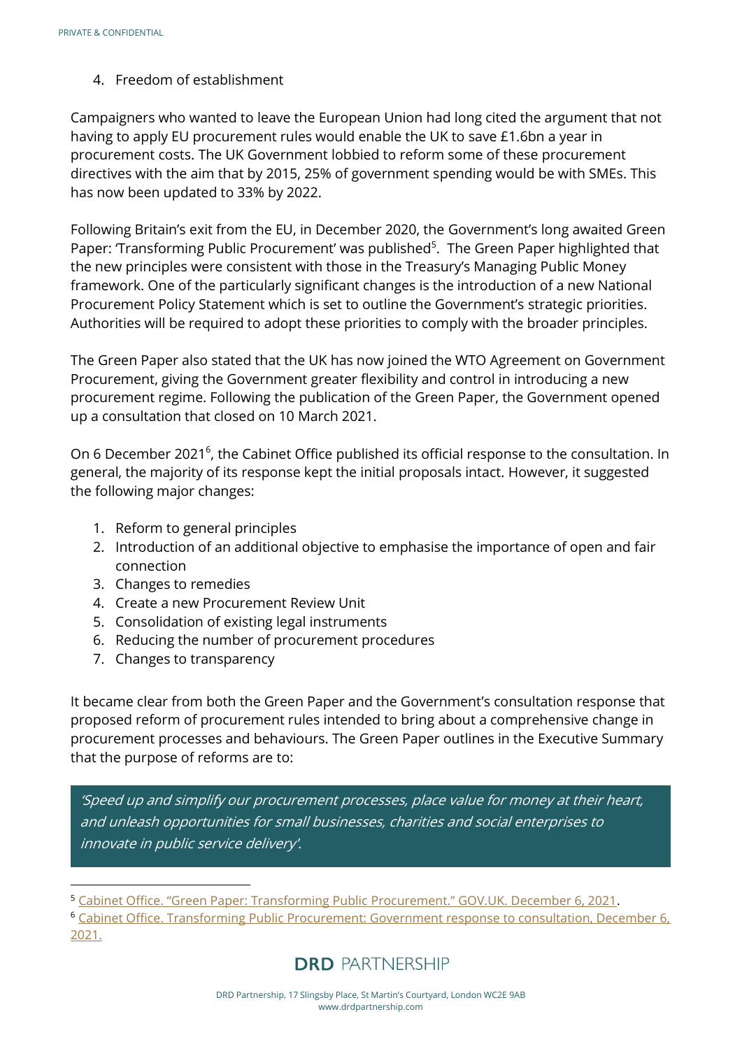4. Freedom of establishment

Campaigners who wanted to leave the European Union had long cited the argument that not having to apply EU procurement rules would enable the UK to save £1.6bn a year in procurement costs. The UK Government lobbied to reform some of these procurement directives with the aim that by 2015, 25% of government spending would be with SMEs. This has now been updated to 33% by 2022.

Following Britain's exit from the EU, in December 2020, the Government's long awaited Green Paper: 'Transforming Public Procurement' was published[5]. The Green Paper highlighted that the new principles were consistent with those in the Treasury's Managing Public Money framework. One of the particularly significant changes is the introduction of a new National Procurement Policy Statement which is set to outline the Government's strategic priorities. Authorities will be required to adopt these priorities to comply with the broader principles.

The Green Paper also stated that the UK has now joined the WTO Agreement on Government Procurement, giving the Government greater flexibility and control in introducing a new procurement regime. Following the publication of the Green Paper, the Government opened up a consultation that closed on 10 March 2021.

On 6 December 2021[6], the Cabinet Office published its official response to the consultation. In general, the majority of its response kept the initial proposals intact. However, it suggested the following major changes:

1. Reform to general principles
2. Introduction of an additional objective to emphasise the importance of open and fair connection
3. Changes to remedies
4. Create a new Procurement Review Unit
5. Consolidation of existing legal instruments
6. Reducing the number of procurement procedures
7. Changes to transparency

It became clear from both the Green Paper and the Government's consultation response that proposed reform of procurement rules intended to bring about a comprehensive change in procurement processes and behaviours. The Green Paper outlines in the Executive Summary that the purpose of reforms are to:

> *'Speed up and simplify our procurement processes, place value for money at their heart, and unleash opportunities for small businesses, charities and social enterprises to innovate in public service delivery'.*

---

[5] Cabinet Office. "Green Paper: Transforming Public Procurement." GOV.UK. December 6, 2021.

[6] Cabinet Office. Transforming Public Procurement: Government response to consultation, December 6, 2021.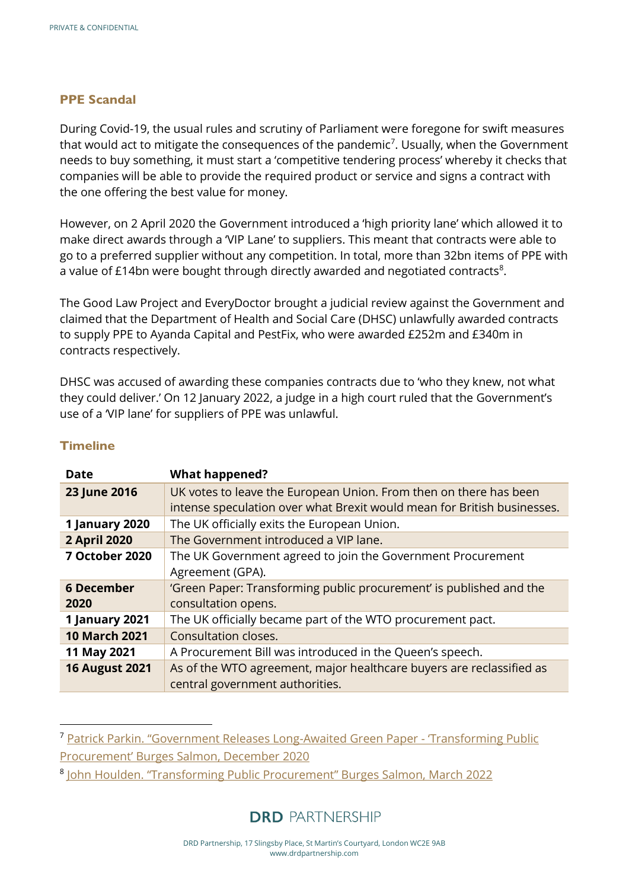## PPE Scandal

During Covid-19, the usual rules and scrutiny of Parliament were foregone for swift measures that would act to mitigate the consequences of the pandemic[7]. Usually, when the Government needs to buy something, it must start a 'competitive tendering process' whereby it checks that companies will be able to provide the required product or service and signs a contract with the one offering the best value for money.

However, on 2 April 2020 the Government introduced a 'high priority lane' which allowed it to make direct awards through a 'VIP Lane' to suppliers. This meant that contracts were able to go to a preferred supplier without any competition. In total, more than 32bn items of PPE with a value of £14bn were bought through directly awarded and negotiated contracts[8].

The Good Law Project and EveryDoctor brought a judicial review against the Government and claimed that the Department of Health and Social Care (DHSC) unlawfully awarded contracts to supply PPE to Ayanda Capital and PestFix, who were awarded £252m and £340m in contracts respectively.

DHSC was accused of awarding these companies contracts due to 'who they knew, not what they could deliver.' On 12 January 2022, a judge in a high court ruled that the Government's use of a 'VIP lane' for suppliers of PPE was unlawful.

## Timeline

| Date | What happened? |
|---|---|
| **23 June 2016** | UK votes to leave the European Union. From then on there has been intense speculation over what Brexit would mean for British businesses. |
| **1 January 2020** | The UK officially exits the European Union. |
| **2 April 2020** | The Government introduced a VIP lane. |
| **7 October 2020** | The UK Government agreed to join the Government Procurement Agreement (GPA). |
| **6 December 2020** | 'Green Paper: Transforming public procurement' is published and the consultation opens. |
| **1 January 2021** | The UK officially became part of the WTO procurement pact. |
| **10 March 2021** | Consultation closes. |
| **11 May 2021** | A Procurement Bill was introduced in the Queen's speech. |
| **16 August 2021** | As of the WTO agreement, major healthcare buyers are reclassified as central government authorities. |

[7] Patrick Parkin. "Government Releases Long-Awaited Green Paper - 'Transforming Public Procurement' Burges Salmon, December 2020

[8] John Houlden. "Transforming Public Procurement" Burges Salmon, March 2022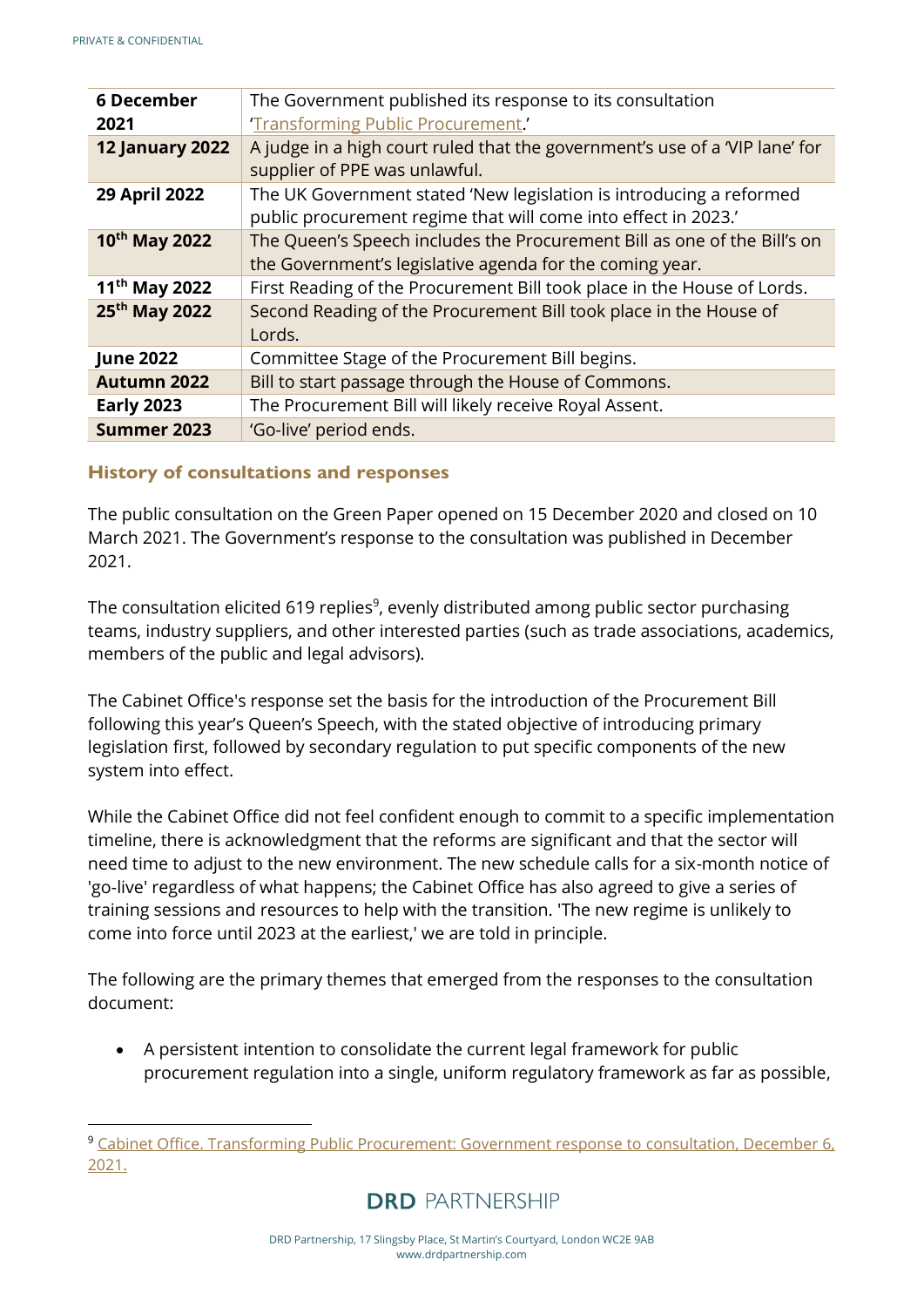| | |
|---|---|
| **6 December 2021** | The Government published its response to its consultation 'Transforming Public Procurement.' |
| **12 January 2022** | A judge in a high court ruled that the government's use of a 'VIP lane' for supplier of PPE was unlawful. |
| **29 April 2022** | The UK Government stated 'New legislation is introducing a reformed public procurement regime that will come into effect in 2023.' |
| **10th May 2022** | The Queen's Speech includes the Procurement Bill as one of the Bill's on the Government's legislative agenda for the coming year. |
| **11th May 2022** | First Reading of the Procurement Bill took place in the House of Lords. |
| **25th May 2022** | Second Reading of the Procurement Bill took place in the House of Lords. |
| **June 2022** | Committee Stage of the Procurement Bill begins. |
| **Autumn 2022** | Bill to start passage through the House of Commons. |
| **Early 2023** | The Procurement Bill will likely receive Royal Assent. |
| **Summer 2023** | 'Go-live' period ends. |

### History of consultations and responses

The public consultation on the Green Paper opened on 15 December 2020 and closed on 10 March 2021. The Government's response to the consultation was published in December 2021.

The consultation elicited 619 replies[9], evenly distributed among public sector purchasing teams, industry suppliers, and other interested parties (such as trade associations, academics, members of the public and legal advisors).

The Cabinet Office's response set the basis for the introduction of the Procurement Bill following this year's Queen's Speech, with the stated objective of introducing primary legislation first, followed by secondary regulation to put specific components of the new system into effect.

While the Cabinet Office did not feel confident enough to commit to a specific implementation timeline, there is acknowledgment that the reforms are significant and that the sector will need time to adjust to the new environment. The new schedule calls for a six-month notice of 'go-live' regardless of what happens; the Cabinet Office has also agreed to give a series of training sessions and resources to help with the transition. 'The new regime is unlikely to come into force until 2023 at the earliest,' we are told in principle.

The following are the primary themes that emerged from the responses to the consultation document:

- A persistent intention to consolidate the current legal framework for public procurement regulation into a single, uniform regulatory framework as far as possible,

[9] Cabinet Office. Transforming Public Procurement: Government response to consultation, December 6, 2021.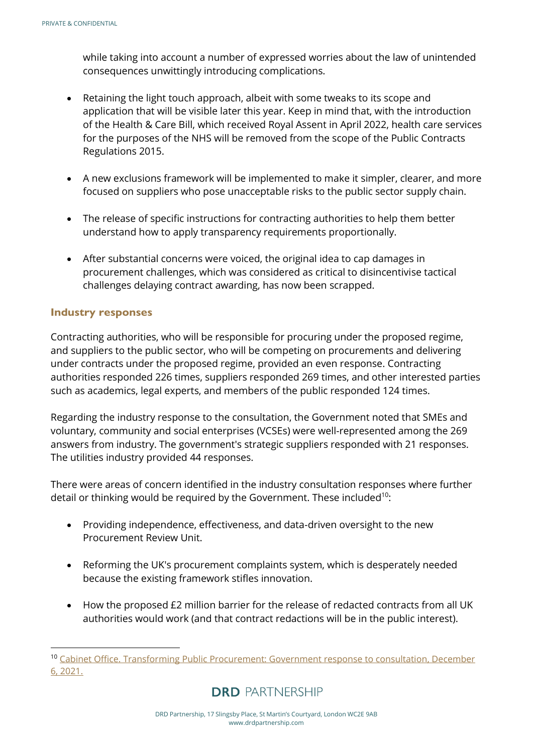while taking into account a number of expressed worries about the law of unintended consequences unwittingly introducing complications.

- Retaining the light touch approach, albeit with some tweaks to its scope and application that will be visible later this year. Keep in mind that, with the introduction of the Health & Care Bill, which received Royal Assent in April 2022, health care services for the purposes of the NHS will be removed from the scope of the Public Contracts Regulations 2015.

- A new exclusions framework will be implemented to make it simpler, clearer, and more focused on suppliers who pose unacceptable risks to the public sector supply chain.

- The release of specific instructions for contracting authorities to help them better understand how to apply transparency requirements proportionally.

- After substantial concerns were voiced, the original idea to cap damages in procurement challenges, which was considered as critical to disincentivise tactical challenges delaying contract awarding, has now been scrapped.

### Industry responses

Contracting authorities, who will be responsible for procuring under the proposed regime, and suppliers to the public sector, who will be competing on procurements and delivering under contracts under the proposed regime, provided an even response. Contracting authorities responded 226 times, suppliers responded 269 times, and other interested parties such as academics, legal experts, and members of the public responded 124 times.

Regarding the industry response to the consultation, the Government noted that SMEs and voluntary, community and social enterprises (VCSEs) were well-represented among the 269 answers from industry. The government's strategic suppliers responded with 21 responses. The utilities industry provided 44 responses.

There were areas of concern identified in the industry consultation responses where further detail or thinking would be required by the Government. These included[10]:

- Providing independence, effectiveness, and data-driven oversight to the new Procurement Review Unit.

- Reforming the UK's procurement complaints system, which is desperately needed because the existing framework stifles innovation.

- How the proposed £2 million barrier for the release of redacted contracts from all UK authorities would work (and that contract redactions will be in the public interest).

---

[10] Cabinet Office. Transforming Public Procurement: Government response to consultation, December 6, 2021.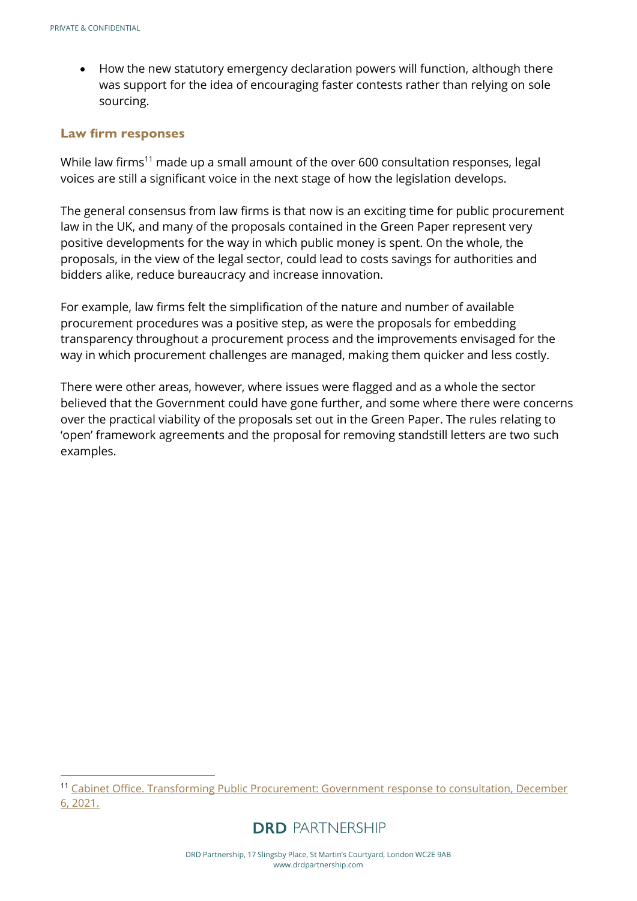- How the new statutory emergency declaration powers will function, although there was support for the idea of encouraging faster contests rather than relying on sole sourcing.

### Law firm responses

While law firms[11] made up a small amount of the over 600 consultation responses, legal voices are still a significant voice in the next stage of how the legislation develops.

The general consensus from law firms is that now is an exciting time for public procurement law in the UK, and many of the proposals contained in the Green Paper represent very positive developments for the way in which public money is spent. On the whole, the proposals, in the view of the legal sector, could lead to costs savings for authorities and bidders alike, reduce bureaucracy and increase innovation.

For example, law firms felt the simplification of the nature and number of available procurement procedures was a positive step, as were the proposals for embedding transparency throughout a procurement process and the improvements envisaged for the way in which procurement challenges are managed, making them quicker and less costly.

There were other areas, however, where issues were flagged and as a whole the sector believed that the Government could have gone further, and some where there were concerns over the practical viability of the proposals set out in the Green Paper. The rules relating to 'open' framework agreements and the proposal for removing standstill letters are two such examples.

---

[11] Cabinet Office. Transforming Public Procurement: Government response to consultation, December 6, 2021.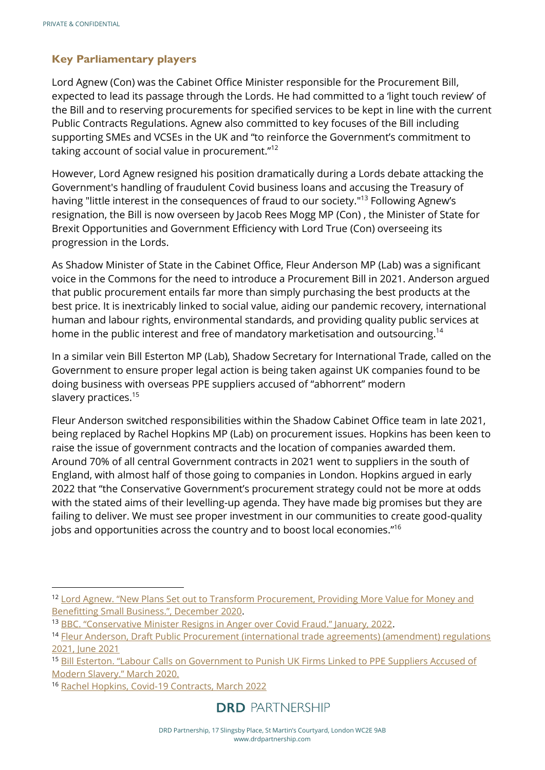## Key Parliamentary players

Lord Agnew (Con) was the Cabinet Office Minister responsible for the Procurement Bill, expected to lead its passage through the Lords. He had committed to a 'light touch review' of the Bill and to reserving procurements for specified services to be kept in line with the current Public Contracts Regulations. Agnew also committed to key focuses of the Bill including supporting SMEs and VCSEs in the UK and "to reinforce the Government's commitment to taking account of social value in procurement."[12]

However, Lord Agnew resigned his position dramatically during a Lords debate attacking the Government's handling of fraudulent Covid business loans and accusing the Treasury of having "little interest in the consequences of fraud to our society."[13] Following Agnew's resignation, the Bill is now overseen by Jacob Rees Mogg MP (Con) , the Minister of State for Brexit Opportunities and Government Efficiency with Lord True (Con) overseeing its progression in the Lords.

As Shadow Minister of State in the Cabinet Office, Fleur Anderson MP (Lab) was a significant voice in the Commons for the need to introduce a Procurement Bill in 2021. Anderson argued that public procurement entails far more than simply purchasing the best products at the best price. It is inextricably linked to social value, aiding our pandemic recovery, international human and labour rights, environmental standards, and providing quality public services at home in the public interest and free of mandatory marketisation and outsourcing.[14]

In a similar vein Bill Esterton MP (Lab), Shadow Secretary for International Trade, called on the Government to ensure proper legal action is being taken against UK companies found to be doing business with overseas PPE suppliers accused of "abhorrent" modern slavery practices.[15]

Fleur Anderson switched responsibilities within the Shadow Cabinet Office team in late 2021, being replaced by Rachel Hopkins MP (Lab) on procurement issues. Hopkins has been keen to raise the issue of government contracts and the location of companies awarded them. Around 70% of all central Government contracts in 2021 went to suppliers in the south of England, with almost half of those going to companies in London. Hopkins argued in early 2022 that "the Conservative Government's procurement strategy could not be more at odds with the stated aims of their levelling-up agenda. They have made big promises but they are failing to deliver. We must see proper investment in our communities to create good-quality jobs and opportunities across the country and to boost local economies."[16]

---

[12] Lord Agnew. "New Plans Set out to Transform Procurement, Providing More Value for Money and Benefitting Small Business.", December 2020.

[13] BBC. "Conservative Minister Resigns in Anger over Covid Fraud." January, 2022.

[14] Fleur Anderson, Draft Public Procurement (international trade agreements) (amendment) regulations 2021, June 2021

[15] Bill Esterton. "Labour Calls on Government to Punish UK Firms Linked to PPE Suppliers Accused of Modern Slavery." March 2020.

[16] Rachel Hopkins, Covid-19 Contracts, March 2022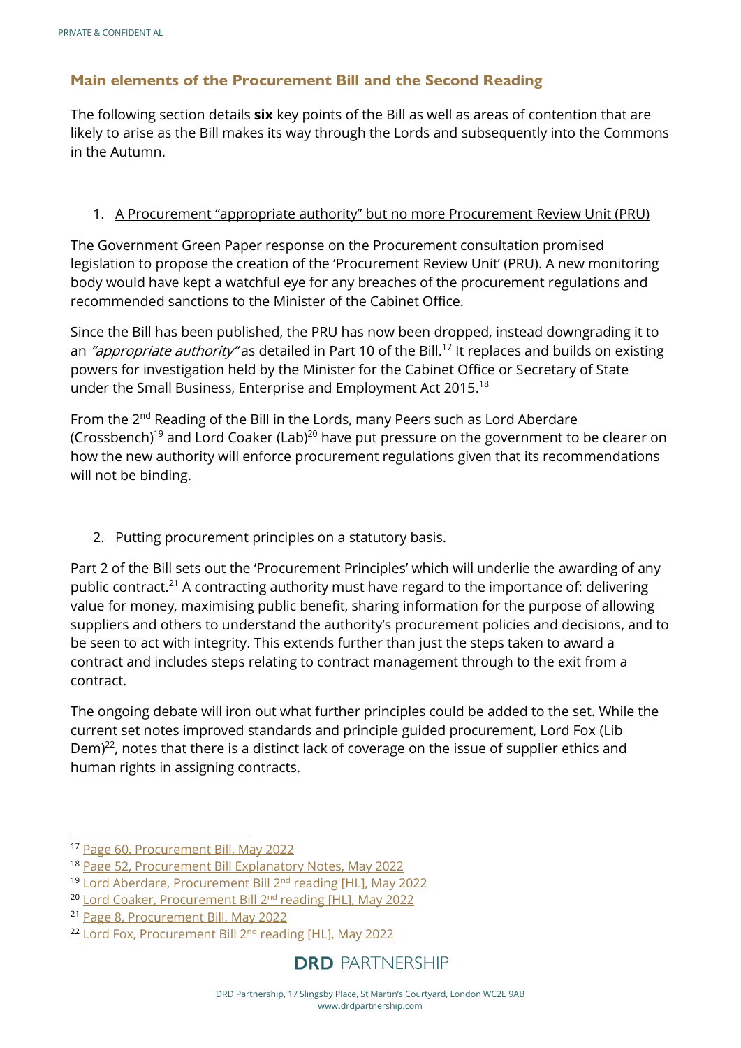## Main elements of the Procurement Bill and the Second Reading

The following section details **six** key points of the Bill as well as areas of contention that are likely to arise as the Bill makes its way through the Lords and subsequently into the Commons in the Autumn.

1. A Procurement "appropriate authority" but no more Procurement Review Unit (PRU)

The Government Green Paper response on the Procurement consultation promised legislation to propose the creation of the 'Procurement Review Unit' (PRU). A new monitoring body would have kept a watchful eye for any breaches of the procurement regulations and recommended sanctions to the Minister of the Cabinet Office.

Since the Bill has been published, the PRU has now been dropped, instead downgrading it to an *"appropriate authority"* as detailed in Part 10 of the Bill.[17] It replaces and builds on existing powers for investigation held by the Minister for the Cabinet Office or Secretary of State under the Small Business, Enterprise and Employment Act 2015.[18]

From the 2nd Reading of the Bill in the Lords, many Peers such as Lord Aberdare (Crossbench)[19] and Lord Coaker (Lab)[20] have put pressure on the government to be clearer on how the new authority will enforce procurement regulations given that its recommendations will not be binding.

2. Putting procurement principles on a statutory basis.

Part 2 of the Bill sets out the 'Procurement Principles' which will underlie the awarding of any public contract.[21] A contracting authority must have regard to the importance of: delivering value for money, maximising public benefit, sharing information for the purpose of allowing suppliers and others to understand the authority's procurement policies and decisions, and to be seen to act with integrity. This extends further than just the steps taken to award a contract and includes steps relating to contract management through to the exit from a contract.

The ongoing debate will iron out what further principles could be added to the set. While the current set notes improved standards and principle guided procurement, Lord Fox (Lib Dem)[22], notes that there is a distinct lack of coverage on the issue of supplier ethics and human rights in assigning contracts.

---

[17] Page 60, Procurement Bill, May 2022

[18] Page 52, Procurement Bill Explanatory Notes, May 2022

[19] Lord Aberdare, Procurement Bill 2nd reading [HL], May 2022

[20] Lord Coaker, Procurement Bill 2nd reading [HL], May 2022

[21] Page 8, Procurement Bill, May 2022

[22] Lord Fox, Procurement Bill 2nd reading [HL], May 2022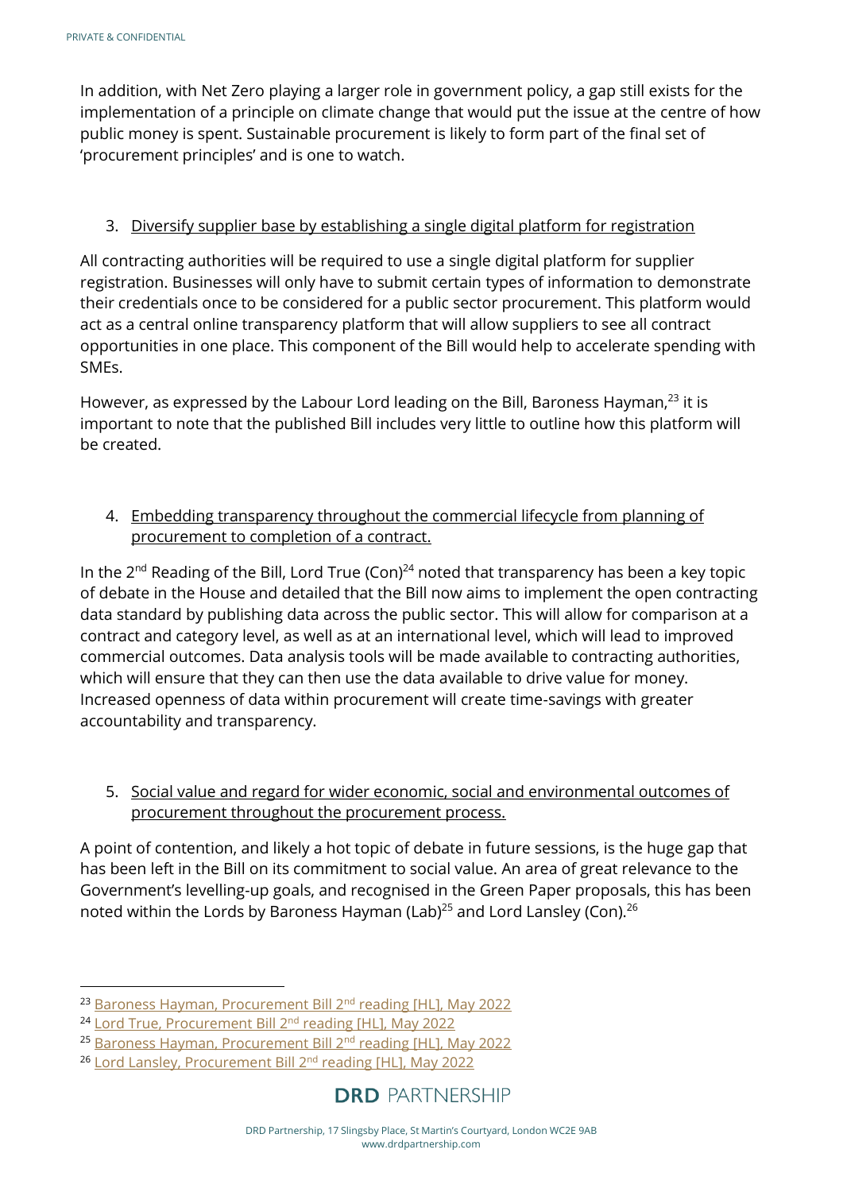In addition, with Net Zero playing a larger role in government policy, a gap still exists for the implementation of a principle on climate change that would put the issue at the centre of how public money is spent. Sustainable procurement is likely to form part of the final set of 'procurement principles' and is one to watch.

3. <u>Diversify supplier base by establishing a single digital platform for registration</u>

All contracting authorities will be required to use a single digital platform for supplier registration. Businesses will only have to submit certain types of information to demonstrate their credentials once to be considered for a public sector procurement. This platform would act as a central online transparency platform that will allow suppliers to see all contract opportunities in one place. This component of the Bill would help to accelerate spending with SMEs.

However, as expressed by the Labour Lord leading on the Bill, Baroness Hayman,[23] it is important to note that the published Bill includes very little to outline how this platform will be created.

4. <u>Embedding transparency throughout the commercial lifecycle from planning of procurement to completion of a contract.</u>

In the 2nd Reading of the Bill, Lord True (Con)[24] noted that transparency has been a key topic of debate in the House and detailed that the Bill now aims to implement the open contracting data standard by publishing data across the public sector. This will allow for comparison at a contract and category level, as well as at an international level, which will lead to improved commercial outcomes. Data analysis tools will be made available to contracting authorities, which will ensure that they can then use the data available to drive value for money. Increased openness of data within procurement will create time-savings with greater accountability and transparency.

5. <u>Social value and regard for wider economic, social and environmental outcomes of procurement throughout the procurement process.</u>

A point of contention, and likely a hot topic of debate in future sessions, is the huge gap that has been left in the Bill on its commitment to social value. An area of great relevance to the Government's levelling-up goals, and recognised in the Green Paper proposals, this has been noted within the Lords by Baroness Hayman (Lab)[25] and Lord Lansley (Con).[26]

---

[23] Baroness Hayman, Procurement Bill 2nd reading [HL], May 2022

[24] Lord True, Procurement Bill 2nd reading [HL], May 2022

[25] Baroness Hayman, Procurement Bill 2nd reading [HL], May 2022

[26] Lord Lansley, Procurement Bill 2nd reading [HL], May 2022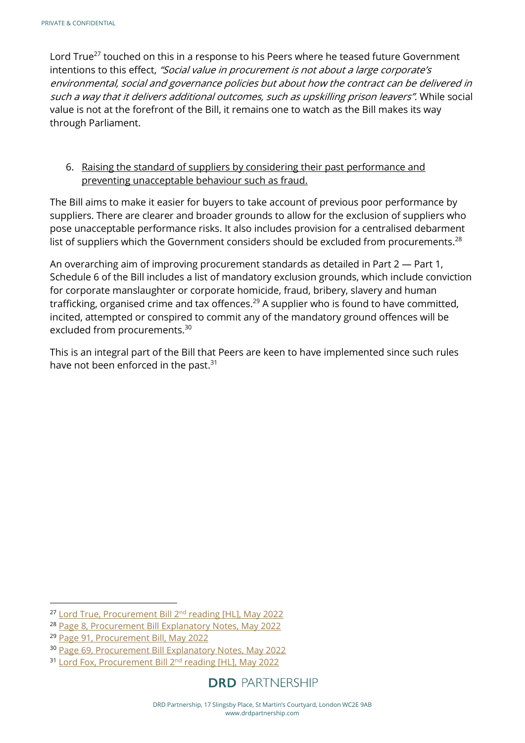Lord True[27] touched on this in a response to his Peers where he teased future Government intentions to this effect, *"Social value in procurement is not about a large corporate's environmental, social and governance policies but about how the contract can be delivered in such a way that it delivers additional outcomes, such as upskilling prison leavers".* While social value is not at the forefront of the Bill, it remains one to watch as the Bill makes its way through Parliament.

6. <u>Raising the standard of suppliers by considering their past performance and preventing unacceptable behaviour such as fraud.</u>

The Bill aims to make it easier for buyers to take account of previous poor performance by suppliers. There are clearer and broader grounds to allow for the exclusion of suppliers who pose unacceptable performance risks. It also includes provision for a centralised debarment list of suppliers which the Government considers should be excluded from procurements.[28]

An overarching aim of improving procurement standards as detailed in Part 2 — Part 1, Schedule 6 of the Bill includes a list of mandatory exclusion grounds, which include conviction for corporate manslaughter or corporate homicide, fraud, bribery, slavery and human trafficking, organised crime and tax offences.[29] A supplier who is found to have committed, incited, attempted or conspired to commit any of the mandatory ground offences will be excluded from procurements.[30]

This is an integral part of the Bill that Peers are keen to have implemented since such rules have not been enforced in the past.[31]

---

[27] Lord True, Procurement Bill 2nd reading [HL], May 2022

[28] Page 8, Procurement Bill Explanatory Notes, May 2022

[29] Page 91, Procurement Bill, May 2022

[30] Page 69, Procurement Bill Explanatory Notes, May 2022

[31] Lord Fox, Procurement Bill 2nd reading [HL], May 2022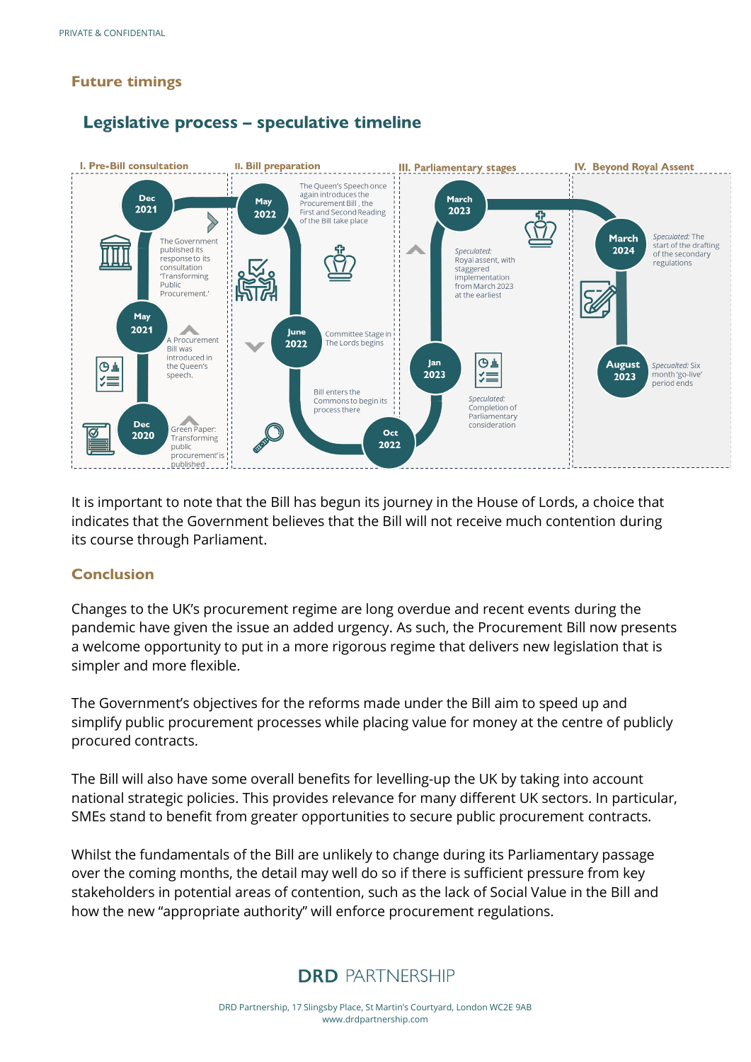## Future timings

### Legislative process – speculative timeline

**I. Pre-Bill consultation**

- **Dec 2020** – Green Paper: Transforming public procurement' is published
- **May 2021** – A Procurement Bill was introduced in the Queen's speech.
- **Dec 2021** – The Government published its response to its consultation 'Transforming Public Procurement.'

**II. Bill preparation**

- **May 2022** – The Queen's Speech once again introduces the Procurement Bill, the First and Second Reading of the Bill take place
- **June 2022** – Committee Stage in The Lords begins
- **Oct 2022** – Bill enters the Commons to begin its process there

**III. Parliamentary stages**

- **Jan 2023** – *Speculated:* Completion of Parliamentary consideration
- **March 2023** – *Speculated:* Royal assent, with staggered implementation from March 2023 at the earliest

**IV. Beyond Royal Assent**

- **March 2024** – *Speculated:* The start of the drafting of the secondary regulations
- **August 2023** – *Speculated:* Six month 'go-live' period ends

It is important to note that the Bill has begun its journey in the House of Lords, a choice that indicates that the Government believes that the Bill will not receive much contention during its course through Parliament.

## Conclusion

Changes to the UK's procurement regime are long overdue and recent events during the pandemic have given the issue an added urgency. As such, the Procurement Bill now presents a welcome opportunity to put in a more rigorous regime that delivers new legislation that is simpler and more flexible.

The Government's objectives for the reforms made under the Bill aim to speed up and simplify public procurement processes while placing value for money at the centre of publicly procured contracts.

The Bill will also have some overall benefits for levelling-up the UK by taking into account national strategic policies. This provides relevance for many different UK sectors. In particular, SMEs stand to benefit from greater opportunities to secure public procurement contracts.

Whilst the fundamentals of the Bill are unlikely to change during its Parliamentary passage over the coming months, the detail may well do so if there is sufficient pressure from key stakeholders in potential areas of contention, such as the lack of Social Value in the Bill and how the new "appropriate authority" will enforce procurement regulations.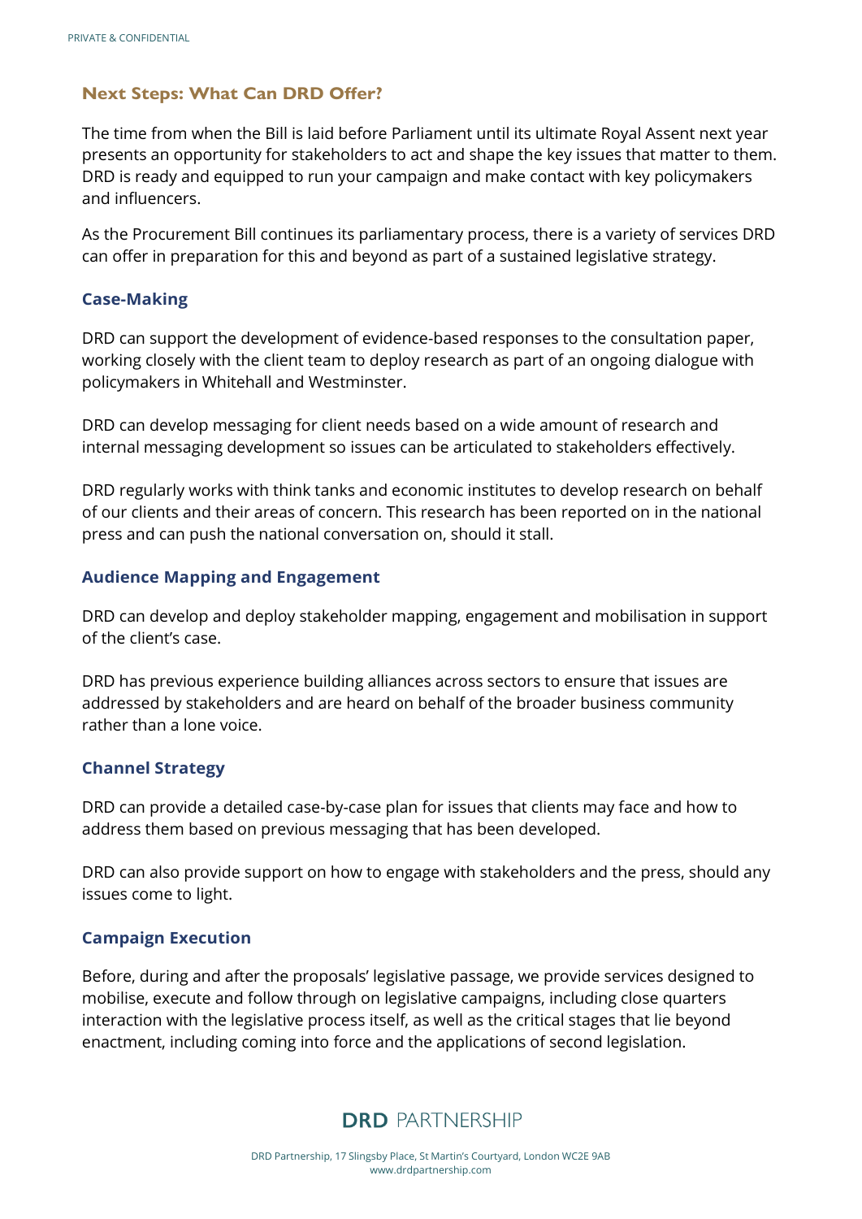## Next Steps: What Can DRD Offer?

The time from when the Bill is laid before Parliament until its ultimate Royal Assent next year presents an opportunity for stakeholders to act and shape the key issues that matter to them. DRD is ready and equipped to run your campaign and make contact with key policymakers and influencers.

As the Procurement Bill continues its parliamentary process, there is a variety of services DRD can offer in preparation for this and beyond as part of a sustained legislative strategy.

### Case-Making

DRD can support the development of evidence-based responses to the consultation paper, working closely with the client team to deploy research as part of an ongoing dialogue with policymakers in Whitehall and Westminster.

DRD can develop messaging for client needs based on a wide amount of research and internal messaging development so issues can be articulated to stakeholders effectively.

DRD regularly works with think tanks and economic institutes to develop research on behalf of our clients and their areas of concern. This research has been reported on in the national press and can push the national conversation on, should it stall.

### Audience Mapping and Engagement

DRD can develop and deploy stakeholder mapping, engagement and mobilisation in support of the client's case.

DRD has previous experience building alliances across sectors to ensure that issues are addressed by stakeholders and are heard on behalf of the broader business community rather than a lone voice.

### Channel Strategy

DRD can provide a detailed case-by-case plan for issues that clients may face and how to address them based on previous messaging that has been developed.

DRD can also provide support on how to engage with stakeholders and the press, should any issues come to light.

### Campaign Execution

Before, during and after the proposals' legislative passage, we provide services designed to mobilise, execute and follow through on legislative campaigns, including close quarters interaction with the legislative process itself, as well as the critical stages that lie beyond enactment, including coming into force and the applications of second legislation.